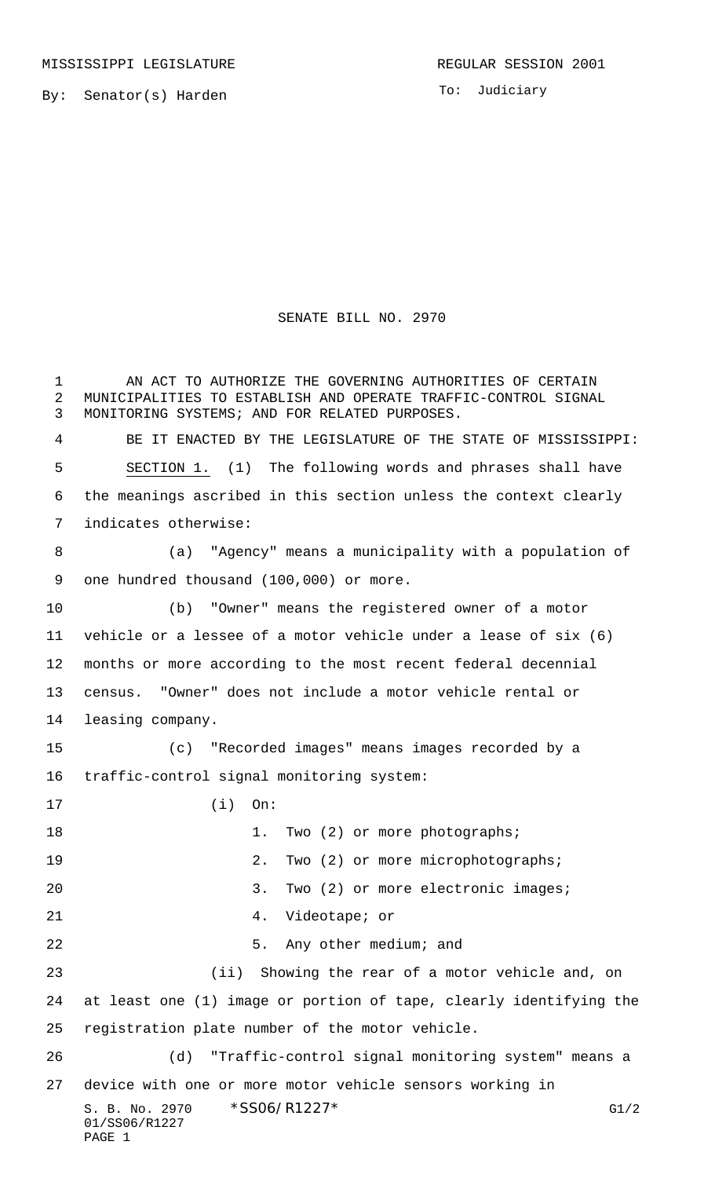MISSISSIPPI LEGISLATURE

REGULAR SESSION 2001

By: Senator(s) Harden

To: Judiciary

# SENATE BILL NO. 2970

AN ACT TO AUTHORIZE THE GOVERNING AUTHORITIES OF CERTAIN MUNICIPALITIES TO ESTABLISH AND OPERATE TRAFFIC-CONTROL SIGNAL MONITORING SYSTEMS; AND FOR RELATED PURPOSES.

BE IT ENACTED BY THE LEGISLATURE OF THE STATE OF MISSISSIPPI:

SECTION 1. (1) The following words and phrases shall have the meanings ascribed in this section unless the context clearly indicates otherwise:

(a) "Agency" means a municipality with a population of one hundred thousand (100,000) or more.

(b) "Owner" means the registered owner of a motor vehicle or a lessee of a motor vehicle under a lease of six (6) months or more according to the most recent federal decennial census. "Owner" does not include a motor vehicle rental or leasing company.

(c) "Recorded images" means images recorded by a traffic-control signal monitoring system:

(i) On:

1. Two (2) or more photographs;

2. Two (2) or more microphotographs;

3. Two (2) or more electronic images;

4. Videotape; or

5. Any other medium; and

(ii) Showing the rear of a motor vehicle and, on at least one (1) image or portion of tape, clearly identifying the registration plate number of the motor vehicle.

(d) "Traffic-control signal monitoring system" means a device with one or more motor vehicle sensors working in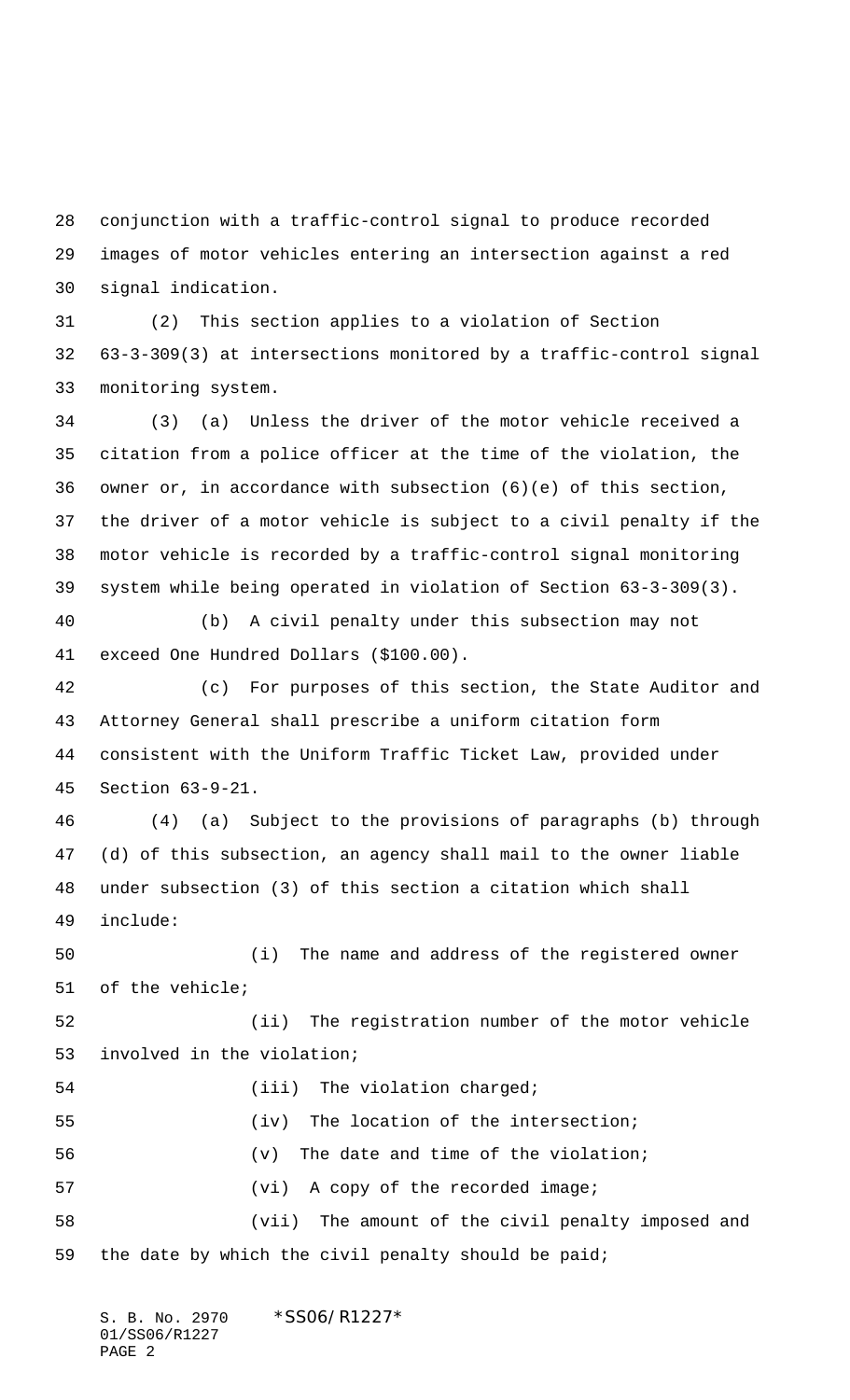conjunction with a traffic-control signal to produce recorded images of motor vehicles entering an intersection against a red signal indication.

(2) This section applies to a violation of Section 63-3-309(3) at intersections monitored by a traffic-control signal monitoring system.

(3) (a) Unless the driver of the motor vehicle received a citation from a police officer at the time of the violation, the owner or, in accordance with subsection (6)(e) of this section, the driver of a motor vehicle is subject to a civil penalty if the motor vehicle is recorded by a traffic-control signal monitoring system while being operated in violation of Section 63-3-309(3).

(b) A civil penalty under this subsection may not exceed One Hundred Dollars ($100.00).

(c) For purposes of this section, the State Auditor and Attorney General shall prescribe a uniform citation form consistent with the Uniform Traffic Ticket Law, provided under Section 63-9-21.

(4) (a) Subject to the provisions of paragraphs (b) through (d) of this subsection, an agency shall mail to the owner liable under subsection (3) of this section a citation which shall include:

(i) The name and address of the registered owner of the vehicle;

(ii) The registration number of the motor vehicle involved in the violation;

(iii) The violation charged;

(iv) The location of the intersection;

(v) The date and time of the violation;

(vi) A copy of the recorded image;

(vii) The amount of the civil penalty imposed and the date by which the civil penalty should be paid;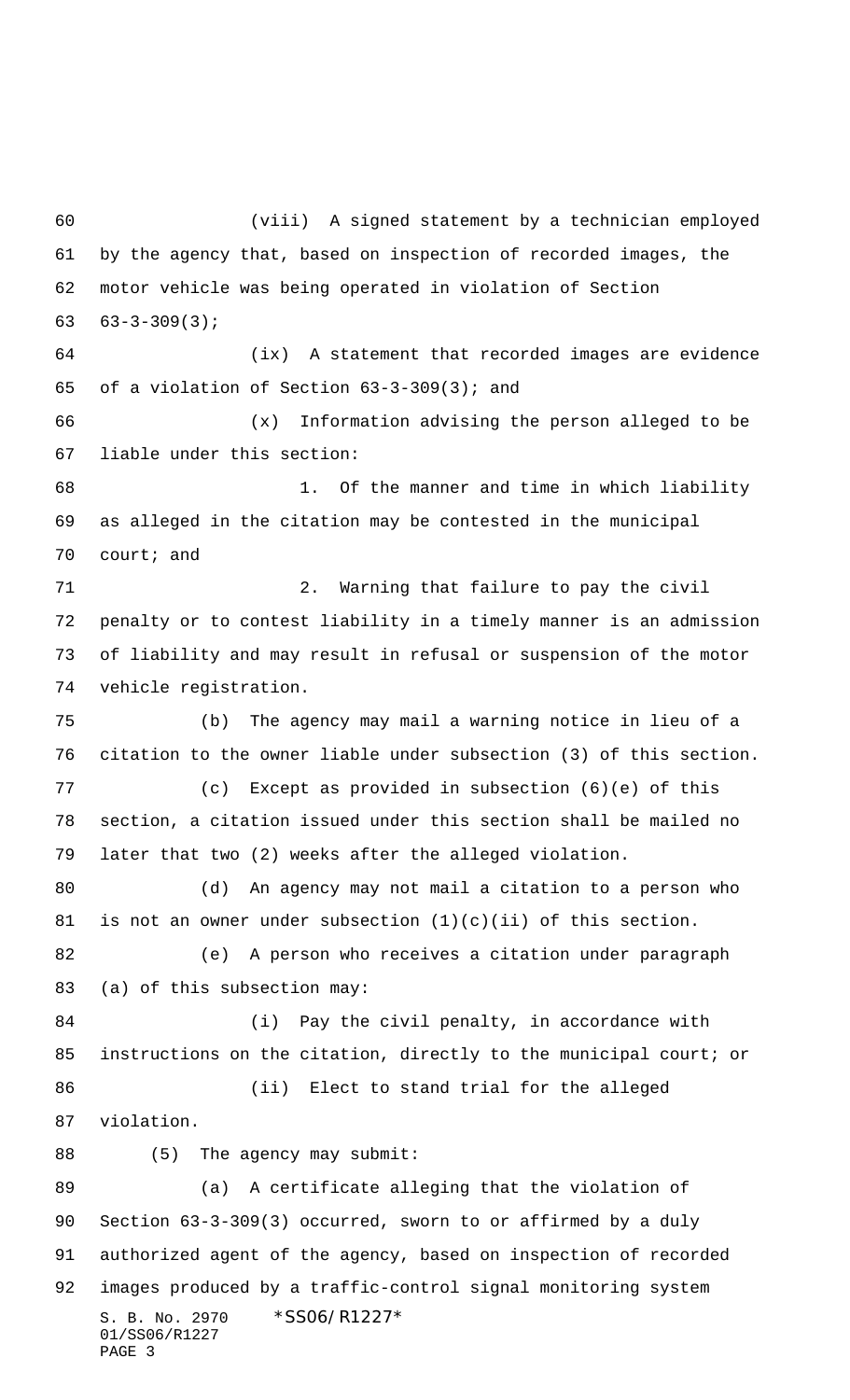(viii) A signed statement by a technician employed by the agency that, based on inspection of recorded images, the motor vehicle was being operated in violation of Section 63-3-309(3);

(ix) A statement that recorded images are evidence of a violation of Section 63-3-309(3); and

(x) Information advising the person alleged to be liable under this section:

1. Of the manner and time in which liability as alleged in the citation may be contested in the municipal court; and

2. Warning that failure to pay the civil penalty or to contest liability in a timely manner is an admission of liability and may result in refusal or suspension of the motor vehicle registration.

(b) The agency may mail a warning notice in lieu of a citation to the owner liable under subsection (3) of this section.

(c) Except as provided in subsection (6)(e) of this section, a citation issued under this section shall be mailed no later that two (2) weeks after the alleged violation.

(d) An agency may not mail a citation to a person who is not an owner under subsection (1)(c)(ii) of this section.

(e) A person who receives a citation under paragraph (a) of this subsection may:

(i) Pay the civil penalty, in accordance with instructions on the citation, directly to the municipal court; or

(ii) Elect to stand trial for the alleged violation.

(5) The agency may submit:

(a) A certificate alleging that the violation of Section 63-3-309(3) occurred, sworn to or affirmed by a duly authorized agent of the agency, based on inspection of recorded images produced by a traffic-control signal monitoring system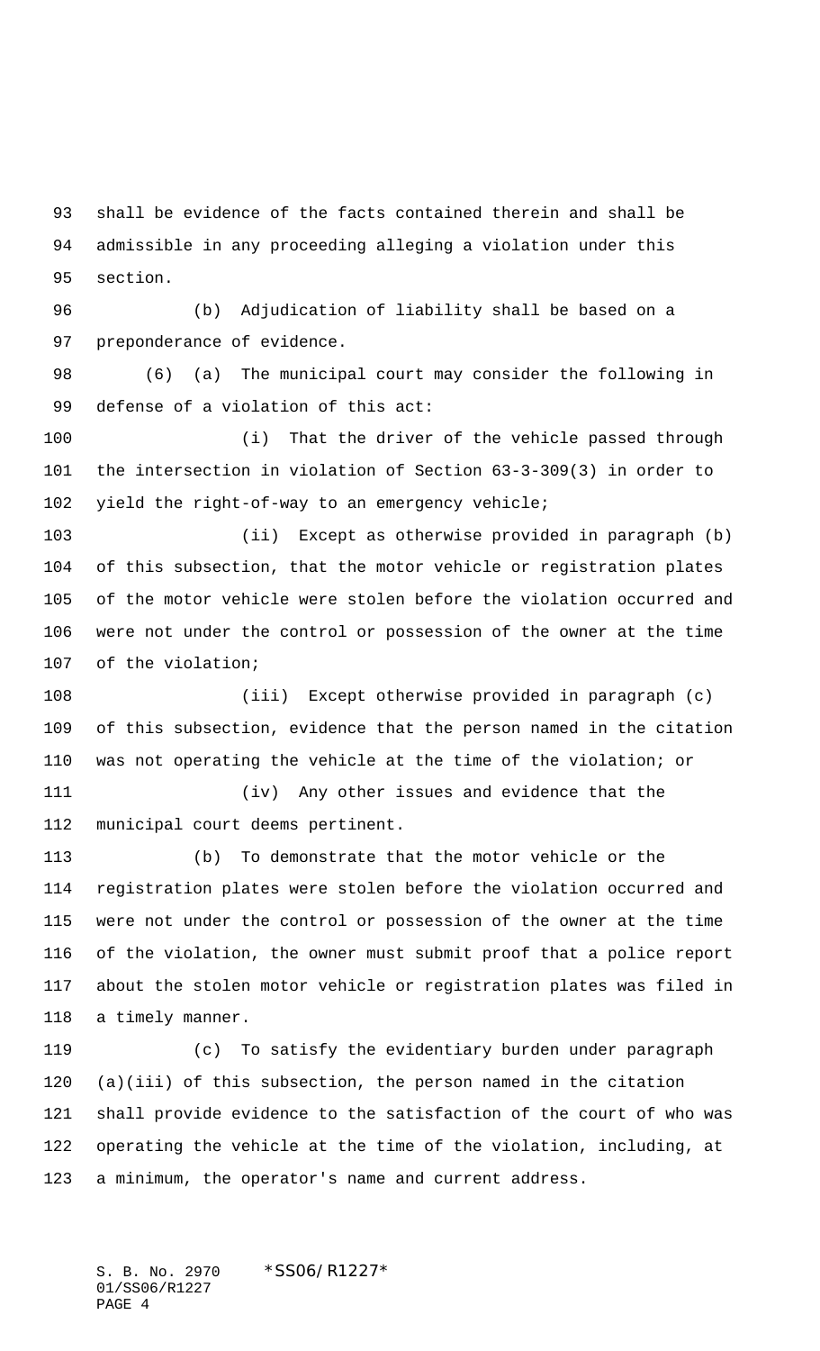shall be evidence of the facts contained therein and shall be admissible in any proceeding alleging a violation under this section.

(b) Adjudication of liability shall be based on a preponderance of evidence.

(6) (a) The municipal court may consider the following in defense of a violation of this act:

(i) That the driver of the vehicle passed through the intersection in violation of Section 63-3-309(3) in order to yield the right-of-way to an emergency vehicle;

(ii) Except as otherwise provided in paragraph (b) of this subsection, that the motor vehicle or registration plates of the motor vehicle were stolen before the violation occurred and were not under the control or possession of the owner at the time of the violation;

(iii) Except otherwise provided in paragraph (c) of this subsection, evidence that the person named in the citation was not operating the vehicle at the time of the violation; or

(iv) Any other issues and evidence that the municipal court deems pertinent.

(b) To demonstrate that the motor vehicle or the registration plates were stolen before the violation occurred and were not under the control or possession of the owner at the time of the violation, the owner must submit proof that a police report about the stolen motor vehicle or registration plates was filed in a timely manner.

(c) To satisfy the evidentiary burden under paragraph (a)(iii) of this subsection, the person named in the citation shall provide evidence to the satisfaction of the court of who was operating the vehicle at the time of the violation, including, at a minimum, the operator's name and current address.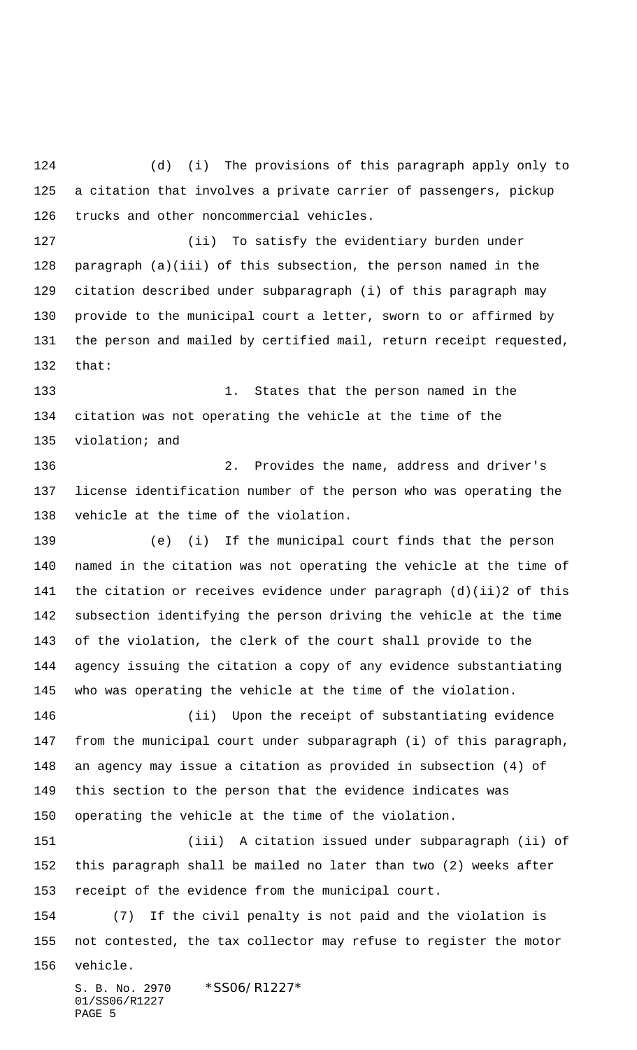(d) (i) The provisions of this paragraph apply only to a citation that involves a private carrier of passengers, pickup trucks and other noncommercial vehicles.

(ii) To satisfy the evidentiary burden under paragraph (a)(iii) of this subsection, the person named in the citation described under subparagraph (i) of this paragraph may provide to the municipal court a letter, sworn to or affirmed by the person and mailed by certified mail, return receipt requested, that:

1. States that the person named in the citation was not operating the vehicle at the time of the violation; and

2. Provides the name, address and driver's license identification number of the person who was operating the vehicle at the time of the violation.

(e) (i) If the municipal court finds that the person named in the citation was not operating the vehicle at the time of the citation or receives evidence under paragraph (d)(ii)2 of this subsection identifying the person driving the vehicle at the time of the violation, the clerk of the court shall provide to the agency issuing the citation a copy of any evidence substantiating who was operating the vehicle at the time of the violation.

(ii) Upon the receipt of substantiating evidence from the municipal court under subparagraph (i) of this paragraph, an agency may issue a citation as provided in subsection (4) of this section to the person that the evidence indicates was operating the vehicle at the time of the violation.

(iii) A citation issued under subparagraph (ii) of this paragraph shall be mailed no later than two (2) weeks after receipt of the evidence from the municipal court.

(7) If the civil penalty is not paid and the violation is not contested, the tax collector may refuse to register the motor vehicle.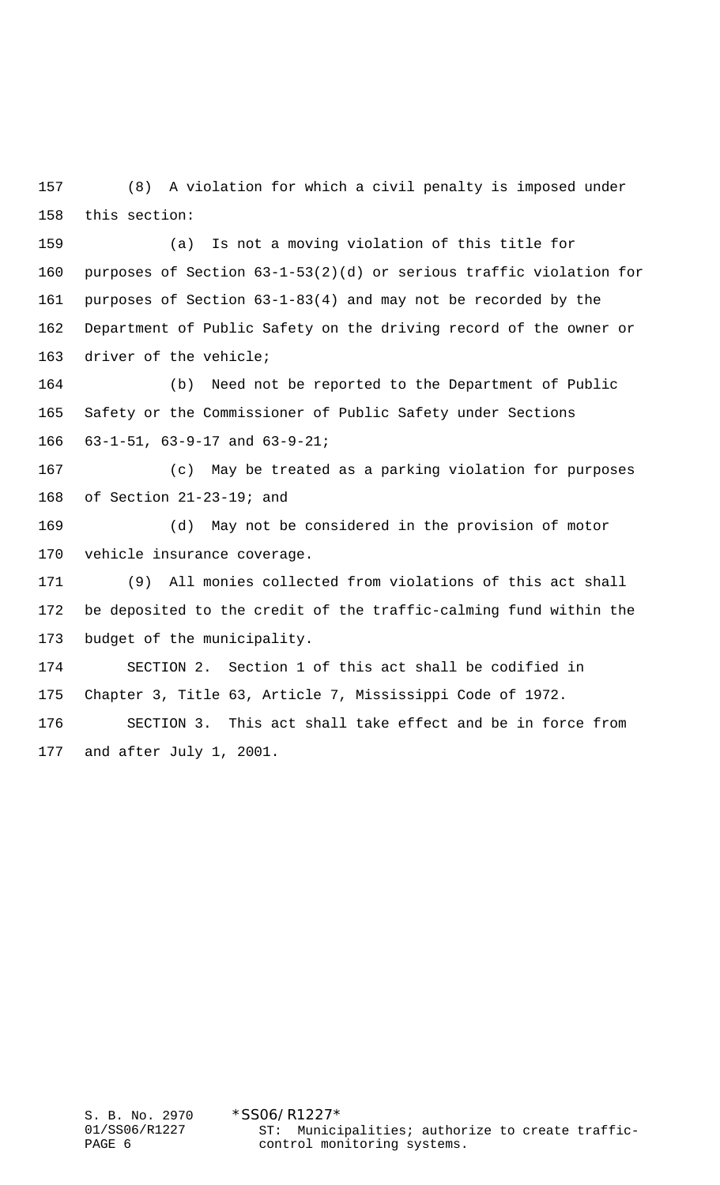(8) A violation for which a civil penalty is imposed under this section:

(a) Is not a moving violation of this title for purposes of Section 63-1-53(2)(d) or serious traffic violation for purposes of Section 63-1-83(4) and may not be recorded by the Department of Public Safety on the driving record of the owner or driver of the vehicle;

(b) Need not be reported to the Department of Public Safety or the Commissioner of Public Safety under Sections 63-1-51, 63-9-17 and 63-9-21;

(c) May be treated as a parking violation for purposes of Section 21-23-19; and

(d) May not be considered in the provision of motor vehicle insurance coverage.

(9) All monies collected from violations of this act shall be deposited to the credit of the traffic-calming fund within the budget of the municipality.

SECTION 2. Section 1 of this act shall be codified in Chapter 3, Title 63, Article 7, Mississippi Code of 1972.

SECTION 3. This act shall take effect and be in force from and after July 1, 2001.